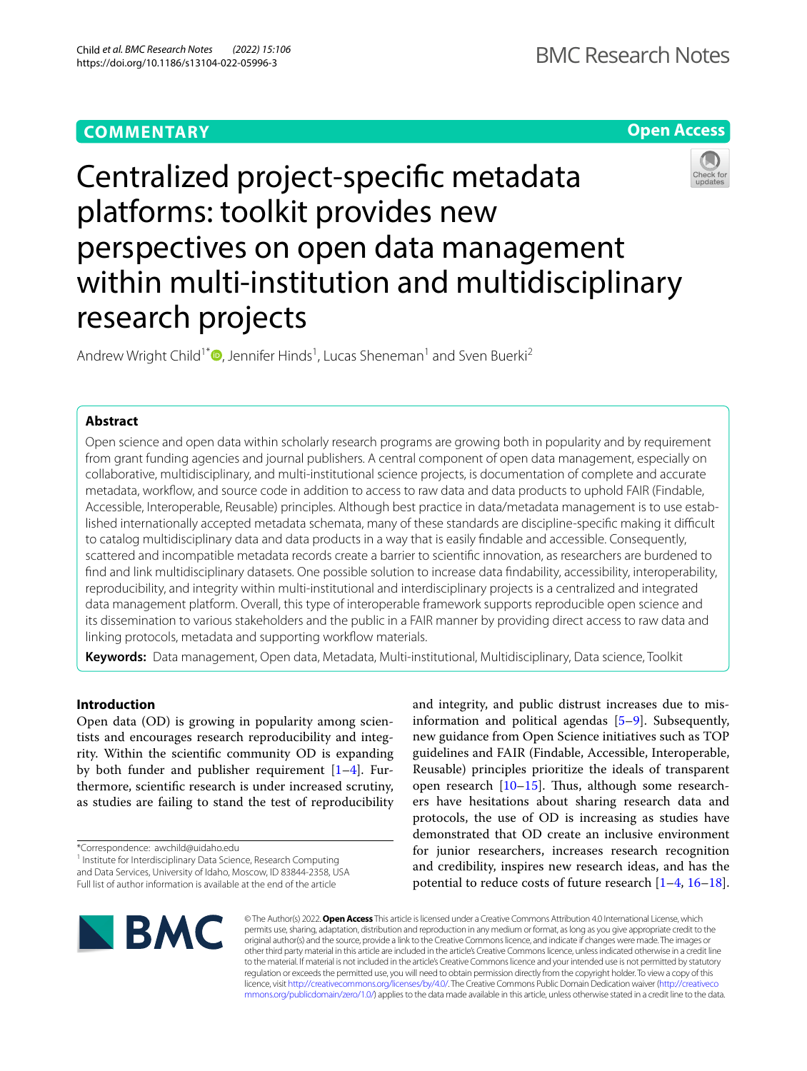COMMENTARY

Open Access

# Centralized project-specific metadata platforms: toolkit provides new perspectives on open data management within multi-institution and multidisciplinary research projects

Andrew Wright Child[1*], Jennifer Hinds[1], Lucas Sheneman[1] and Sven Buerki[2]

## Abstract

Open science and open data within scholarly research programs are growing both in popularity and by requirement from grant funding agencies and journal publishers. A central component of open data management, especially on collaborative, multidisciplinary, and multi-institutional science projects, is documentation of complete and accurate metadata, workflow, and source code in addition to access to raw data and data products to uphold FAIR (Findable, Accessible, Interoperable, Reusable) principles. Although best practice in data/metadata management is to use established internationally accepted metadata schemata, many of these standards are discipline-specific making it difficult to catalog multidisciplinary data and data products in a way that is easily findable and accessible. Consequently, scattered and incompatible metadata records create a barrier to scientific innovation, as researchers are burdened to find and link multidisciplinary datasets. One possible solution to increase data findability, accessibility, interoperability, reproducibility, and integrity within multi-institutional and interdisciplinary projects is a centralized and integrated data management platform. Overall, this type of interoperable framework supports reproducible open science and its dissemination to various stakeholders and the public in a FAIR manner by providing direct access to raw data and linking protocols, metadata and supporting workflow materials.

**Keywords:** Data management, Open data, Metadata, Multi-institutional, Multidisciplinary, Data science, Toolkit

## Introduction

Open data (OD) is growing in popularity among scientists and encourages research reproducibility and integrity. Within the scientific community OD is expanding by both funder and publisher requirement [1–4]. Furthermore, scientific research is under increased scrutiny, as studies are failing to stand the test of reproducibility and integrity, and public distrust increases due to misinformation and political agendas [5–9]. Subsequently, new guidance from Open Science initiatives such as TOP guidelines and FAIR (Findable, Accessible, Interoperable, Reusable) principles prioritize the ideals of transparent open research [10–15]. Thus, although some researchers have hesitations about sharing research data and protocols, the use of OD is increasing as studies have demonstrated that OD create an inclusive environment for junior researchers, increases research recognition and credibility, inspires new research ideas, and has the potential to reduce costs of future research [1–4, 16–18].

*Correspondence: awchild@uidaho.edu

[1] Institute for Interdisciplinary Data Science, Research Computing and Data Services, University of Idaho, Moscow, ID 83844-2358, USA

Full list of author information is available at the end of the article

© The Author(s) 2022. **Open Access** This article is licensed under a Creative Commons Attribution 4.0 International License, which permits use, sharing, adaptation, distribution and reproduction in any medium or format, as long as you give appropriate credit to the original author(s) and the source, provide a link to the Creative Commons licence, and indicate if changes were made. The images or other third party material in this article are included in the article's Creative Commons licence, unless indicated otherwise in a credit line to the material. If material is not included in the article's Creative Commons licence and your intended use is not permitted by statutory regulation or exceeds the permitted use, you will need to obtain permission directly from the copyright holder. To view a copy of this licence, visit http://creativecommons.org/licenses/by/4.0/. The Creative Commons Public Domain Dedication waiver (http://creativecommons.org/publicdomain/zero/1.0/) applies to the data made available in this article, unless otherwise stated in a credit line to the data.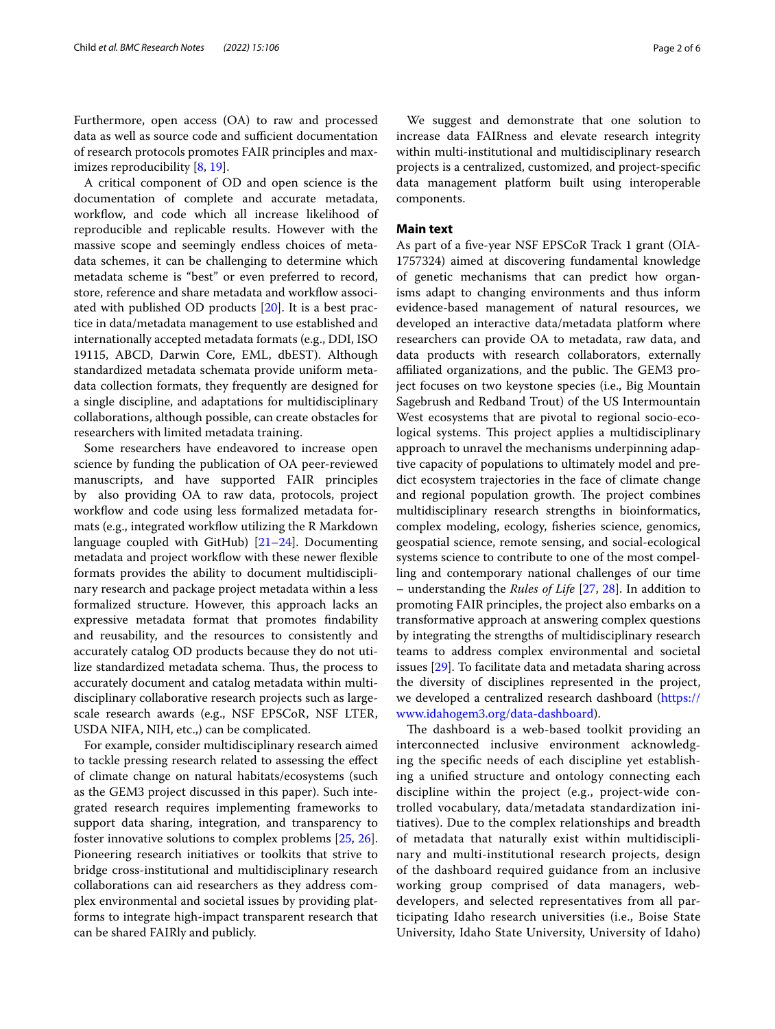Furthermore, open access (OA) to raw and processed data as well as source code and sufficient documentation of research protocols promotes FAIR principles and maximizes reproducibility [8, 19].

A critical component of OD and open science is the documentation of complete and accurate metadata, workflow, and code which all increase likelihood of reproducible and replicable results. However with the massive scope and seemingly endless choices of metadata schemes, it can be challenging to determine which metadata scheme is "best" or even preferred to record, store, reference and share metadata and workflow associated with published OD products [20]. It is a best practice in data/metadata management to use established and internationally accepted metadata formats (e.g., DDI, ISO 19115, ABCD, Darwin Core, EML, dbEST). Although standardized metadata schemata provide uniform metadata collection formats, they frequently are designed for a single discipline, and adaptations for multidisciplinary collaborations, although possible, can create obstacles for researchers with limited metadata training.

Some researchers have endeavored to increase open science by funding the publication of OA peer-reviewed manuscripts, and have supported FAIR principles by also providing OA to raw data, protocols, project workflow and code using less formalized metadata formats (e.g., integrated workflow utilizing the R Markdown language coupled with GitHub) [21–24]. Documenting metadata and project workflow with these newer flexible formats provides the ability to document multidisciplinary research and package project metadata within a less formalized structure. However, this approach lacks an expressive metadata format that promotes findability and reusability, and the resources to consistently and accurately catalog OD products because they do not utilize standardized metadata schema. Thus, the process to accurately document and catalog metadata within multidisciplinary collaborative research projects such as large-scale research awards (e.g., NSF EPSCoR, NSF LTER, USDA NIFA, NIH, etc.,) can be complicated.

For example, consider multidisciplinary research aimed to tackle pressing research related to assessing the effect of climate change on natural habitats/ecosystems (such as the GEM3 project discussed in this paper). Such integrated research requires implementing frameworks to support data sharing, integration, and transparency to foster innovative solutions to complex problems [25, 26]. Pioneering research initiatives or toolkits that strive to bridge cross-institutional and multidisciplinary research collaborations can aid researchers as they address complex environmental and societal issues by providing platforms to integrate high-impact transparent research that can be shared FAIRly and publicly.

We suggest and demonstrate that one solution to increase data FAIRness and elevate research integrity within multi-institutional and multidisciplinary research projects is a centralized, customized, and project-specific data management platform built using interoperable components.

## Main text

As part of a five-year NSF EPSCoR Track 1 grant (OIA-1757324) aimed at discovering fundamental knowledge of genetic mechanisms that can predict how organisms adapt to changing environments and thus inform evidence-based management of natural resources, we developed an interactive data/metadata platform where researchers can provide OA to metadata, raw data, and data products with research collaborators, externally affiliated organizations, and the public. The GEM3 project focuses on two keystone species (i.e., Big Mountain Sagebrush and Redband Trout) of the US Intermountain West ecosystems that are pivotal to regional socio-ecological systems. This project applies a multidisciplinary approach to unravel the mechanisms underpinning adaptive capacity of populations to ultimately model and predict ecosystem trajectories in the face of climate change and regional population growth. The project combines multidisciplinary research strengths in bioinformatics, complex modeling, ecology, fisheries science, genomics, geospatial science, remote sensing, and social-ecological systems science to contribute to one of the most compelling and contemporary national challenges of our time – understanding the *Rules of Life* [27, 28]. In addition to promoting FAIR principles, the project also embarks on a transformative approach at answering complex questions by integrating the strengths of multidisciplinary research teams to address complex environmental and societal issues [29]. To facilitate data and metadata sharing across the diversity of disciplines represented in the project, we developed a centralized research dashboard (https://www.idahogem3.org/data-dashboard).

The dashboard is a web-based toolkit providing an interconnected inclusive environment acknowledging the specific needs of each discipline yet establishing a unified structure and ontology connecting each discipline within the project (e.g., project-wide controlled vocabulary, data/metadata standardization initiatives). Due to the complex relationships and breadth of metadata that naturally exist within multidisciplinary and multi-institutional research projects, design of the dashboard required guidance from an inclusive working group comprised of data managers, web-developers, and selected representatives from all participating Idaho research universities (i.e., Boise State University, Idaho State University, University of Idaho)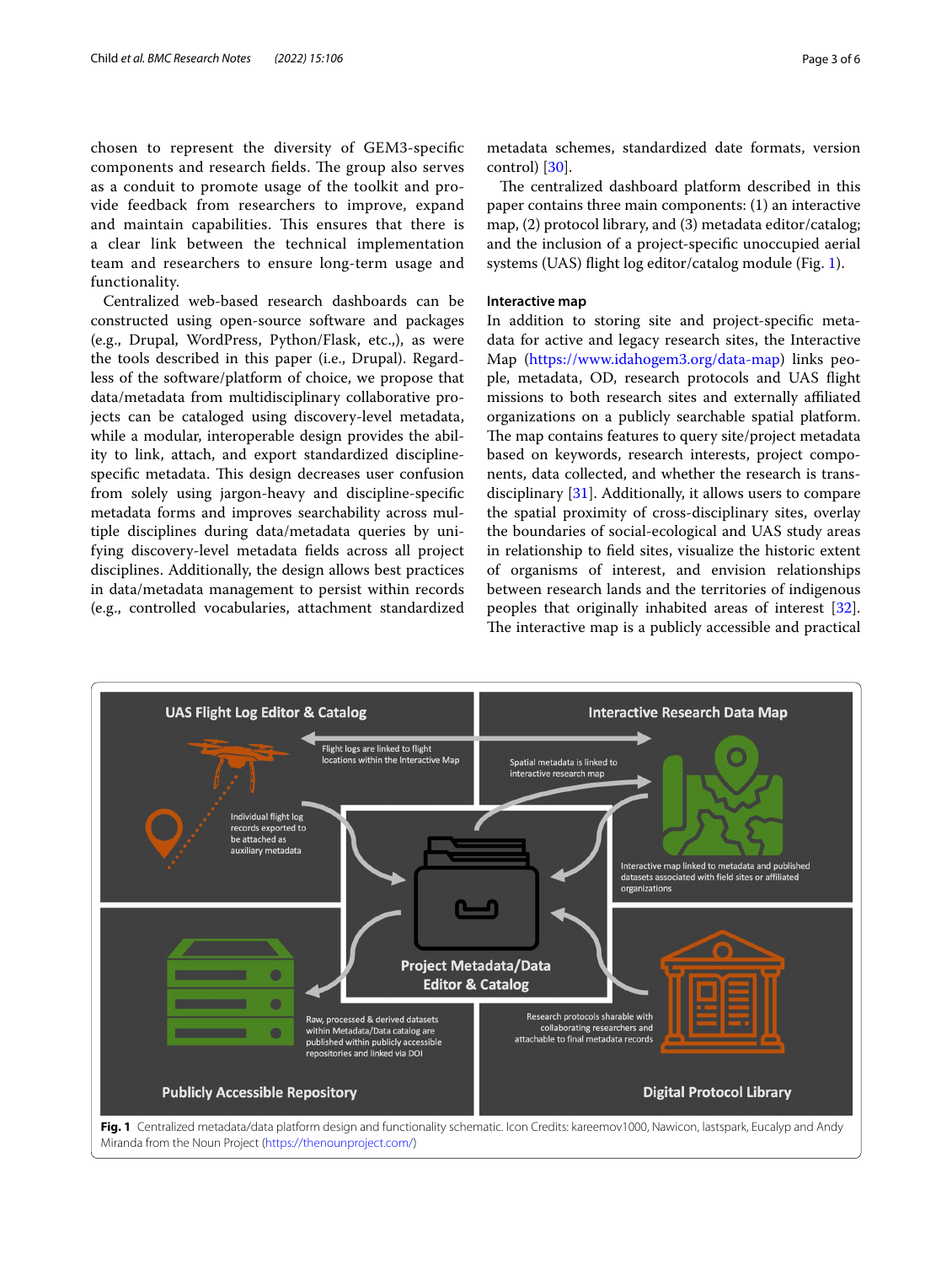chosen to represent the diversity of GEM3-specific components and research fields. The group also serves as a conduit to promote usage of the toolkit and provide feedback from researchers to improve, expand and maintain capabilities. This ensures that there is a clear link between the technical implementation team and researchers to ensure long-term usage and functionality.

Centralized web-based research dashboards can be constructed using open-source software and packages (e.g., Drupal, WordPress, Python/Flask, etc.,), as were the tools described in this paper (i.e., Drupal). Regardless of the software/platform of choice, we propose that data/metadata from multidisciplinary collaborative projects can be cataloged using discovery-level metadata, while a modular, interoperable design provides the ability to link, attach, and export standardized discipline-specific metadata. This design decreases user confusion from solely using jargon-heavy and discipline-specific metadata forms and improves searchability across multiple disciplines during data/metadata queries by unifying discovery-level metadata fields across all project disciplines. Additionally, the design allows best practices in data/metadata management to persist within records (e.g., controlled vocabularies, attachment standardized metadata schemes, standardized date formats, version control) [30].

The centralized dashboard platform described in this paper contains three main components: (1) an interactive map, (2) protocol library, and (3) metadata editor/catalog; and the inclusion of a project-specific unoccupied aerial systems (UAS) flight log editor/catalog module (Fig. 1).

### Interactive map

In addition to storing site and project-specific metadata for active and legacy research sites, the Interactive Map (https://www.idahogem3.org/data-map) links people, metadata, OD, research protocols and UAS flight missions to both research sites and externally affiliated organizations on a publicly searchable spatial platform. The map contains features to query site/project metadata based on keywords, research interests, project components, data collected, and whether the research is transdisciplinary [31]. Additionally, it allows users to compare the spatial proximity of cross-disciplinary sites, overlay the boundaries of social-ecological and UAS study areas in relationship to field sites, visualize the historic extent of organisms of interest, and envision relationships between research lands and the territories of indigenous peoples that originally inhabited areas of interest [32]. The interactive map is a publicly accessible and practical

**Fig. 1** Centralized metadata/data platform design and functionality schematic. Icon Credits: kareemov1000, Nawicon, lastspark, Eucalyp and Andy Miranda from the Noun Project (https://thenounproject.com/)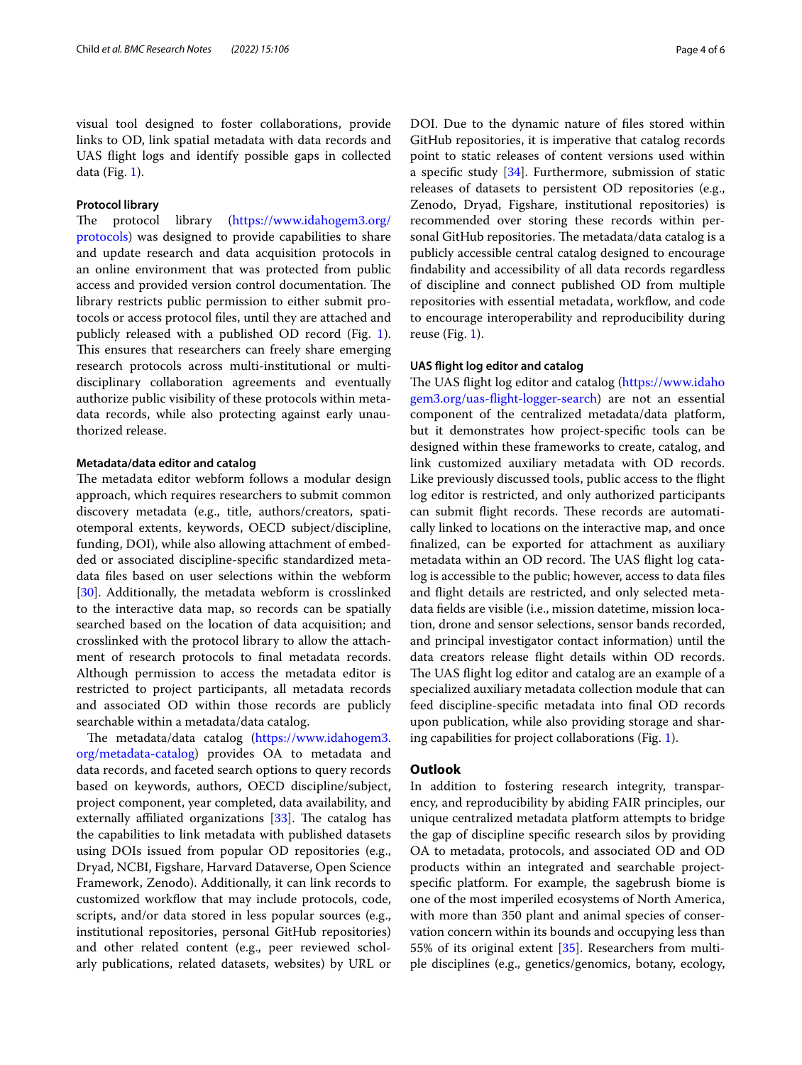visual tool designed to foster collaborations, provide links to OD, link spatial metadata with data records and UAS flight logs and identify possible gaps in collected data (Fig. 1).

#### Protocol library

The protocol library (https://www.idahogem3.org/protocols) was designed to provide capabilities to share and update research and data acquisition protocols in an online environment that was protected from public access and provided version control documentation. The library restricts public permission to either submit protocols or access protocol files, until they are attached and publicly released with a published OD record (Fig. 1). This ensures that researchers can freely share emerging research protocols across multi-institutional or multi-disciplinary collaboration agreements and eventually authorize public visibility of these protocols within metadata records, while also protecting against early unauthorized release.

#### Metadata/data editor and catalog

The metadata editor webform follows a modular design approach, which requires researchers to submit common discovery metadata (e.g., title, authors/creators, spatiotemporal extents, keywords, OECD subject/discipline, funding, DOI), while also allowing attachment of embedded or associated discipline-specific standardized metadata files based on user selections within the webform [30]. Additionally, the metadata webform is crosslinked to the interactive data map, so records can be spatially searched based on the location of data acquisition; and crosslinked with the protocol library to allow the attachment of research protocols to final metadata records. Although permission to access the metadata editor is restricted to project participants, all metadata records and associated OD within those records are publicly searchable within a metadata/data catalog.

The metadata/data catalog (https://www.idahogem3.org/metadata-catalog) provides OA to metadata and data records, and faceted search options to query records based on keywords, authors, OECD discipline/subject, project component, year completed, data availability, and externally affiliated organizations [33]. The catalog has the capabilities to link metadata with published datasets using DOIs issued from popular OD repositories (e.g., Dryad, NCBI, Figshare, Harvard Dataverse, Open Science Framework, Zenodo). Additionally, it can link records to customized workflow that may include protocols, code, scripts, and/or data stored in less popular sources (e.g., institutional repositories, personal GitHub repositories) and other related content (e.g., peer reviewed scholarly publications, related datasets, websites) by URL or DOI. Due to the dynamic nature of files stored within GitHub repositories, it is imperative that catalog records point to static releases of content versions used within a specific study [34]. Furthermore, submission of static releases of datasets to persistent OD repositories (e.g., Zenodo, Dryad, Figshare, institutional repositories) is recommended over storing these records within personal GitHub repositories. The metadata/data catalog is a publicly accessible central catalog designed to encourage findability and accessibility of all data records regardless of discipline and connect published OD from multiple repositories with essential metadata, workflow, and code to encourage interoperability and reproducibility during reuse (Fig. 1).

#### UAS flight log editor and catalog

The UAS flight log editor and catalog (https://www.idahogem3.org/uas-flight-logger-search) are not an essential component of the centralized metadata/data platform, but it demonstrates how project-specific tools can be designed within these frameworks to create, catalog, and link customized auxiliary metadata with OD records. Like previously discussed tools, public access to the flight log editor is restricted, and only authorized participants can submit flight records. These records are automatically linked to locations on the interactive map, and once finalized, can be exported for attachment as auxiliary metadata within an OD record. The UAS flight log catalog is accessible to the public; however, access to data files and flight details are restricted, and only selected metadata fields are visible (i.e., mission datetime, mission location, drone and sensor selections, sensor bands recorded, and principal investigator contact information) until the data creators release flight details within OD records. The UAS flight log editor and catalog are an example of a specialized auxiliary metadata collection module that can feed discipline-specific metadata into final OD records upon publication, while also providing storage and sharing capabilities for project collaborations (Fig. 1).

## Outlook

In addition to fostering research integrity, transparency, and reproducibility by abiding FAIR principles, our unique centralized metadata platform attempts to bridge the gap of discipline specific research silos by providing OA to metadata, protocols, and associated OD and OD products within an integrated and searchable project-specific platform. For example, the sagebrush biome is one of the most imperiled ecosystems of North America, with more than 350 plant and animal species of conservation concern within its bounds and occupying less than 55% of its original extent [35]. Researchers from multiple disciplines (e.g., genetics/genomics, botany, ecology,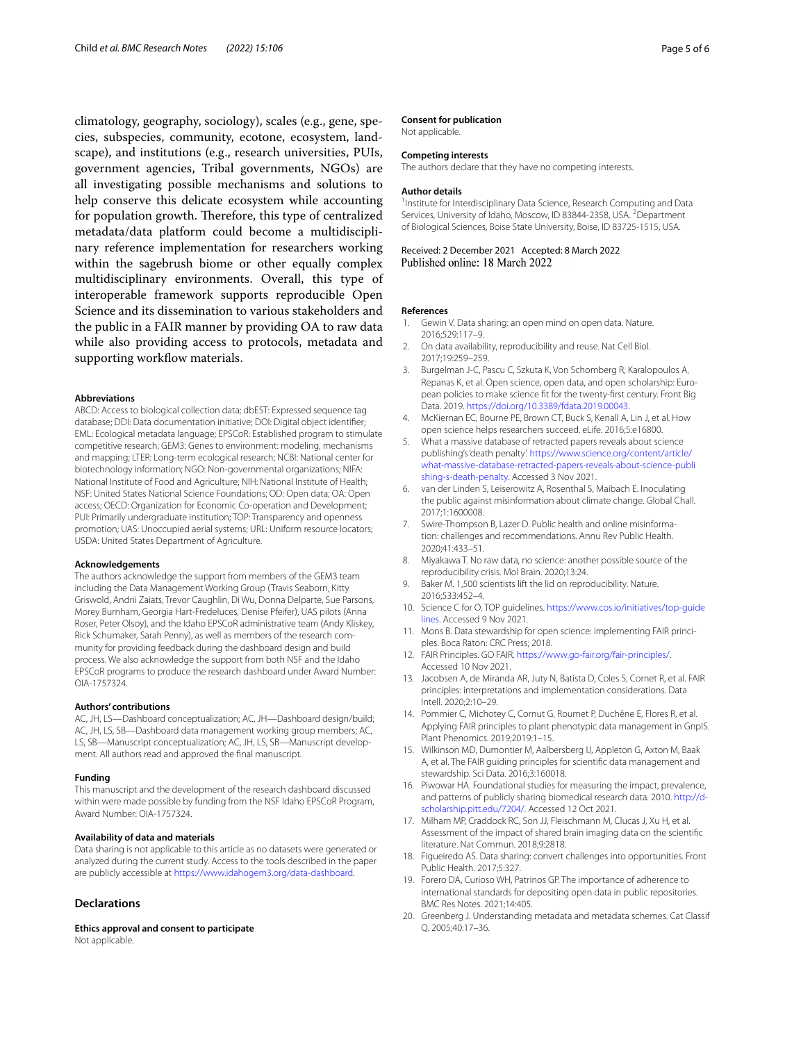climatology, geography, sociology), scales (e.g., gene, species, subspecies, community, ecotone, ecosystem, landscape), and institutions (e.g., research universities, PUIs, government agencies, Tribal governments, NGOs) are all investigating possible mechanisms and solutions to help conserve this delicate ecosystem while accounting for population growth. Therefore, this type of centralized metadata/data platform could become a multidisciplinary reference implementation for researchers working within the sagebrush biome or other equally complex multidisciplinary environments. Overall, this type of interoperable framework supports reproducible Open Science and its dissemination to various stakeholders and the public in a FAIR manner by providing OA to raw data while also providing access to protocols, metadata and supporting workflow materials.

#### Abbreviations

ABCD: Access to biological collection data; dbEST: Expressed sequence tag database; DDI: Data documentation initiative; DOI: Digital object identifier; EML: Ecological metadata language; EPSCoR: Established program to stimulate competitive research; GEM3: Genes to environment: modeling, mechanisms and mapping; LTER: Long-term ecological research; NCBI: National center for biotechnology information; NGO: Non-governmental organizations; NIFA: National Institute of Food and Agriculture; NIH: National Institute of Health; NSF: United States National Science Foundations; OD: Open data; OA: Open access; OECD: Organization for Economic Co-operation and Development; PUI: Primarily undergraduate institution; TOP: Transparency and openness promotion; UAS: Unoccupied aerial systems; URL: Uniform resource locators; USDA: United States Department of Agriculture.

#### Acknowledgements

The authors acknowledge the support from members of the GEM3 team including the Data Management Working Group (Travis Seaborn, Kitty Griswold, Andrii Zaiats, Trevor Caughlin, Di Wu, Donna Delparte, Sue Parsons, Morey Burnham, Georgia Hart-Fredeluces, Denise Pfeifer), UAS pilots (Anna Roser, Peter Olsoy), and the Idaho EPSCoR administrative team (Andy Kliskey, Rick Schumaker, Sarah Penny), as well as members of the research community for providing feedback during the dashboard design and build process. We also acknowledge the support from both NSF and the Idaho EPSCoR programs to produce the research dashboard under Award Number: OIA-1757324.

#### Authors' contributions

AC, JH, LS—Dashboard conceptualization; AC, JH—Dashboard design/build; AC, JH, LS, SB—Dashboard data management working group members; AC, LS, SB—Manuscript conceptualization; AC, JH, LS, SB—Manuscript development. All authors read and approved the final manuscript.

#### Funding

This manuscript and the development of the research dashboard discussed within were made possible by funding from the NSF Idaho EPSCoR Program, Award Number: OIA-1757324.

#### Availability of data and materials

Data sharing is not applicable to this article as no datasets were generated or analyzed during the current study. Access to the tools described in the paper are publicly accessible at https://www.idahogem3.org/data-dashboard.

## Declarations

#### Ethics approval and consent to participate

Not applicable.

#### Consent for publication

Not applicable.

#### Competing interests

The authors declare that they have no competing interests.

#### Author details

[1] Institute for Interdisciplinary Data Science, Research Computing and Data Services, University of Idaho, Moscow, ID 83844-2358, USA. [2] Department of Biological Sciences, Boise State University, Boise, ID 83725-1515, USA.

Received: 2 December 2021 Accepted: 8 March 2022
Published online: 18 March 2022

#### References

1. Gewin V. Data sharing: an open mind on open data. Nature. 2016;529:117–9.
2. On data availability, reproducibility and reuse. Nat Cell Biol. 2017;19:259–259.
3. Burgelman J-C, Pascu C, Szkuta K, Von Schomberg R, Karalopoulos A, Repanas K, et al. Open science, open data, and open scholarship: European policies to make science fit for the twenty-first century. Front Big Data. 2019. https://doi.org/10.3389/fdata.2019.00043.
4. McKiernan EC, Bourne PE, Brown CT, Buck S, Kenall A, Lin J, et al. How open science helps researchers succeed. eLife. 2016;5:e16800.
5. What a massive database of retracted papers reveals about science publishing's 'death penalty'. https://www.science.org/content/article/what-massive-database-retracted-papers-reveals-about-science-publishing-s-death-penalty. Accessed 3 Nov 2021.
6. van der Linden S, Leiserowitz A, Rosenthal S, Maibach E. Inoculating the public against misinformation about climate change. Global Chall. 2017;1:1600008.
7. Swire-Thompson B, Lazer D. Public health and online misinformation: challenges and recommendations. Annu Rev Public Health. 2020;41:433–51.
8. Miyakawa T. No raw data, no science: another possible source of the reproducibility crisis. Mol Brain. 2020;13:24.
9. Baker M. 1,500 scientists lift the lid on reproducibility. Nature. 2016;533:452–4.
10. Science C for O. TOP guidelines. https://www.cos.io/initiatives/top-guidelines. Accessed 9 Nov 2021.
11. Mons B. Data stewardship for open science: implementing FAIR principles. Boca Raton: CRC Press; 2018.
12. FAIR Principles. GO FAIR. https://www.go-fair.org/fair-principles/. Accessed 10 Nov 2021.
13. Jacobsen A, de Miranda AR, Juty N, Batista D, Coles S, Cornet R, et al. FAIR principles: interpretations and implementation considerations. Data Intell. 2020;2:10–29.
14. Pommier C, Michotey C, Cornut G, Roumet P, Duchêne E, Flores R, et al. Applying FAIR principles to plant phenotypic data management in GnpIS. Plant Phenomics. 2019;2019:1–15.
15. Wilkinson MD, Dumontier M, Aalbersberg IJ, Appleton G, Axton M, Baak A, et al. The FAIR guiding principles for scientific data management and stewardship. Sci Data. 2016;3:160018.
16. Piwowar HA. Foundational studies for measuring the impact, prevalence, and patterns of publicly sharing biomedical research data. 2010. http://d-scholarship.pitt.edu/7204/. Accessed 12 Oct 2021.
17. Milham MP, Craddock RC, Son JJ, Fleischmann M, Clucas J, Xu H, et al. Assessment of the impact of shared brain imaging data on the scientific literature. Nat Commun. 2018;9:2818.
18. Figueiredo AS. Data sharing: convert challenges into opportunities. Front Public Health. 2017;5:327.
19. Forero DA, Curioso WH, Patrinos GP. The importance of adherence to international standards for depositing open data in public repositories. BMC Res Notes. 2021;14:405.
20. Greenberg J. Understanding metadata and metadata schemes. Cat Classif Q. 2005;40:17–36.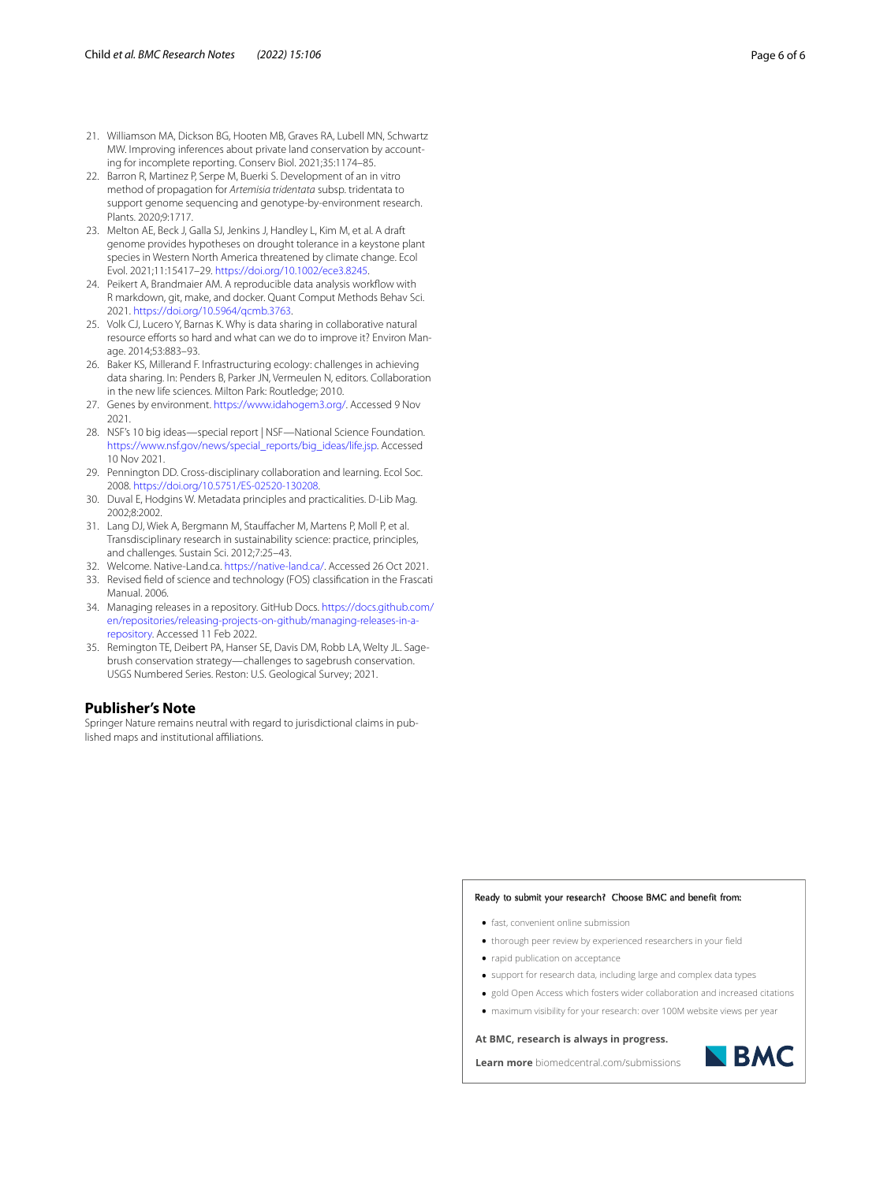21. Williamson MA, Dickson BG, Hooten MB, Graves RA, Lubell MN, Schwartz MW. Improving inferences about private land conservation by accounting for incomplete reporting. Conserv Biol. 2021;35:1174–85.
22. Barron R, Martinez P, Serpe M, Buerki S. Development of an in vitro method of propagation for *Artemisia tridentata* subsp. tridentata to support genome sequencing and genotype-by-environment research. Plants. 2020;9:1717.
23. Melton AE, Beck J, Galla SJ, Jenkins J, Handley L, Kim M, et al. A draft genome provides hypotheses on drought tolerance in a keystone plant species in Western North America threatened by climate change. Ecol Evol. 2021;11:15417–29. https://doi.org/10.1002/ece3.8245.
24. Peikert A, Brandmaier AM. A reproducible data analysis workflow with R markdown, git, make, and docker. Quant Comput Methods Behav Sci. 2021. https://doi.org/10.5964/qcmb.3763.
25. Volk CJ, Lucero Y, Barnas K. Why is data sharing in collaborative natural resource efforts so hard and what can we do to improve it? Environ Manage. 2014;53:883–93.
26. Baker KS, Millerand F. Infrastructuring ecology: challenges in achieving data sharing. In: Penders B, Parker JN, Vermeulen N, editors. Collaboration in the new life sciences. Milton Park: Routledge; 2010.
27. Genes by environment. https://www.idahogem3.org/. Accessed 9 Nov 2021.
28. NSF's 10 big ideas—special report | NSF—National Science Foundation. https://www.nsf.gov/news/special_reports/big_ideas/life.jsp. Accessed 10 Nov 2021.
29. Pennington DD. Cross-disciplinary collaboration and learning. Ecol Soc. 2008. https://doi.org/10.5751/ES-02520-130208.
30. Duval E, Hodgins W. Metadata principles and practicalities. D-Lib Mag. 2002;8:2002.
31. Lang DJ, Wiek A, Bergmann M, Stauffacher M, Martens P, Moll P, et al. Transdisciplinary research in sustainability science: practice, principles, and challenges. Sustain Sci. 2012;7:25–43.
32. Welcome. Native-Land.ca. https://native-land.ca/. Accessed 26 Oct 2021.
33. Revised field of science and technology (FOS) classification in the Frascati Manual. 2006.
34. Managing releases in a repository. GitHub Docs. https://docs.github.com/en/repositories/releasing-projects-on-github/managing-releases-in-a-repository. Accessed 11 Feb 2022.
35. Remington TE, Deibert PA, Hanser SE, Davis DM, Robb LA, Welty JL. Sagebrush conservation strategy—challenges to sagebrush conservation. USGS Numbered Series. Reston: U.S. Geological Survey; 2021.

## Publisher's Note

Springer Nature remains neutral with regard to jurisdictional claims in published maps and institutional affiliations.

Ready to submit your research? Choose BMC and benefit from:

- fast, convenient online submission
- thorough peer review by experienced researchers in your field
- rapid publication on acceptance
- support for research data, including large and complex data types
- gold Open Access which fosters wider collaboration and increased citations
- maximum visibility for your research: over 100M website views per year

**At BMC, research is always in progress.**

**Learn more** biomedcentral.com/submissions